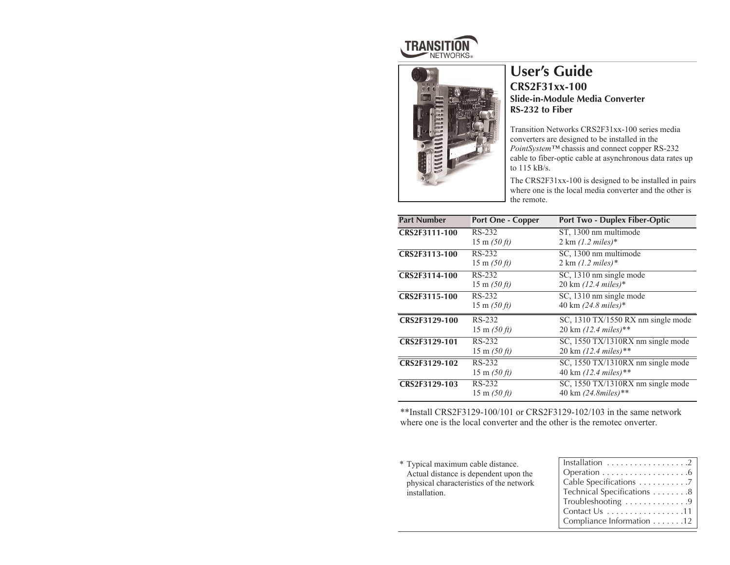TRANSITION NETWORKS®

# User's Guide

## CRS2F31xx-100

### Slide-in-Module Media Converter
### RS-232 to Fiber

Transition Networks CRS2F31xx-100 series media converters are designed to be installed in the *PointSystem*™ chassis and connect copper RS-232 cable to fiber-optic cable at asynchronous data rates up to 115 kB/s.

The CRS2F31xx-100 is designed to be installed in pairs where one is the local media converter and the other is the remote.

| Part Number | Port One - Copper | Port Two - Duplex Fiber-Optic |
|---|---|---|
| **CRS2F3111-100** | RS-232<br>15 m *(50 ft)* | ST, 1300 nm multimode<br>2 km *(1.2 miles)*\* |
| **CRS2F3113-100** | RS-232<br>15 m *(50 ft)* | SC, 1300 nm multimode<br>2 km *(1.2 miles)\** |
| **CRS2F3114-100** | RS-232<br>15 m *(50 ft)* | SC, 1310 nm single mode<br>20 km *(12.4 miles)*\* |
| **CRS2F3115-100** | RS-232<br>15 m *(50 ft)* | SC, 1310 nm single mode<br>40 km *(24.8 miles)*\* |
| **CRS2F3129-100** | RS-232<br>15 m *(50 ft)* | SC, 1310 TX/1550 RX nm single mode<br>20 km *(12.4 miles)*\*\* |
| **CRS2F3129-101** | RS-232<br>15 m *(50 ft)* | SC, 1550 TX/1310RX nm single mode<br>20 km *(12.4 miles)*\*\* |
| **CRS2F3129-102** | RS-232<br>15 m *(50 ft)* | SC, 1550 TX/1310RX nm single mode<br>40 km *(12.4 miles)*\*\* |
| **CRS2F3129-103** | RS-232<br>15 m *(50 ft)* | SC, 1550 TX/1310RX nm single mode<br>40 km *(24.8miles)*\*\* |

**Install CRS2F3129-100/101 or CRS2F3129-102/103 in the same network where one is the local converter and the other is the remotec onverter.

\* Typical maximum cable distance. Actual distance is dependent upon the physical characteristics of the network installation.

Installation . . . . . . . . . . . . . . . . . .2
Operation . . . . . . . . . . . . . . . . . . .6
Cable Specifications . . . . . . . . . . .7
Technical Specifications . . . . . . . .8
Troubleshooting . . . . . . . . . . . . . .9
Contact Us . . . . . . . . . . . . . . . . .11
Compliance Information . . . . . . .12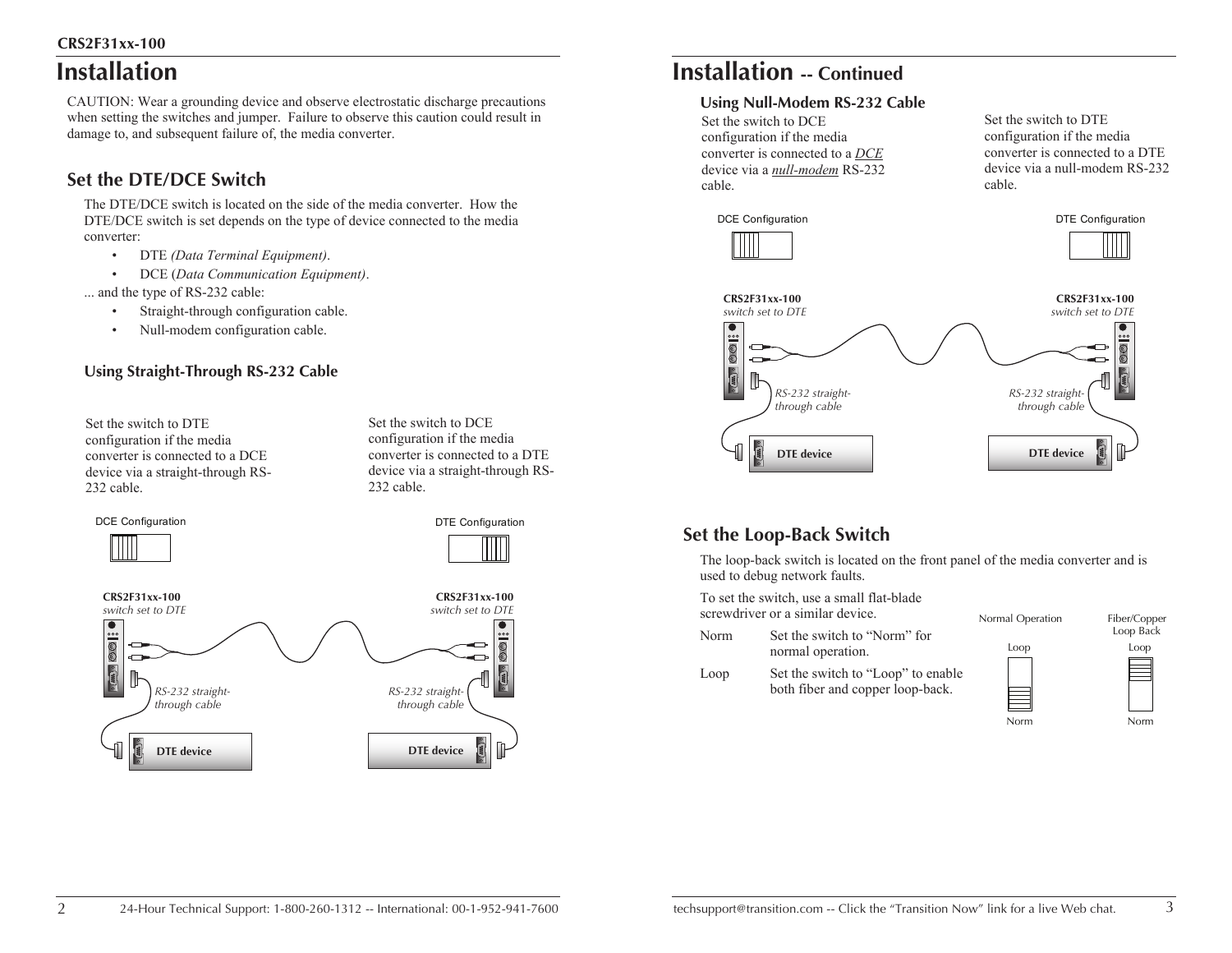# Installation

CAUTION: Wear a grounding device and observe electrostatic discharge precautions when setting the switches and jumper. Failure to observe this caution could result in damage to, and subsequent failure of, the media converter.

## Set the DTE/DCE Switch

The DTE/DCE switch is located on the side of the media converter. How the DTE/DCE switch is set depends on the type of device connected to the media converter:

- DTE *(Data Terminal Equipment)*.
- DCE (*Data Communication Equipment)*.

... and the type of RS-232 cable:

- Straight-through configuration cable.
- Null-modem configuration cable.

### Using Straight-Through RS-232 Cable

Set the switch to DTE configuration if the media converter is connected to a DCE device via a straight-through RS-232 cable.

Set the switch to DCE configuration if the media converter is connected to a DTE device via a straight-through RS-232 cable.

DCE Configuration

DTE Configuration

**CRS2F31xx-100** *switch set to DTE*

**CRS2F31xx-100** *switch set to DTE*

*RS-232 straight-through cable*

*RS-232 straight-through cable*

**DTE device**

**DTE device**

# Installation -- Continued

### Using Null-Modem RS-232 Cable

Set the switch to DCE configuration if the media converter is connected to a *DCE* device via a *null-modem* RS-232 cable.

Set the switch to DTE configuration if the media converter is connected to a DTE device via a null-modem RS-232 cable.

DCE Configuration

DTE Configuration

**CRS2F31xx-100** *switch set to DTE*

**CRS2F31xx-100** *switch set to DTE*

*RS-232 straight-through cable*

*RS-232 straight-through cable*

**DTE device**

**DTE device**

## Set the Loop-Back Switch

The loop-back switch is located on the front panel of the media converter and is used to debug network faults.

To set the switch, use a small flat-blade screwdriver or a similar device.

| | |
|---|---|
| Norm | Set the switch to “Norm” for normal operation. |
| Loop | Set the switch to “Loop” to enable both fiber and copper loop-back. |

Normal Operation — Loop / Norm

Fiber/Copper Loop Back — Loop / Norm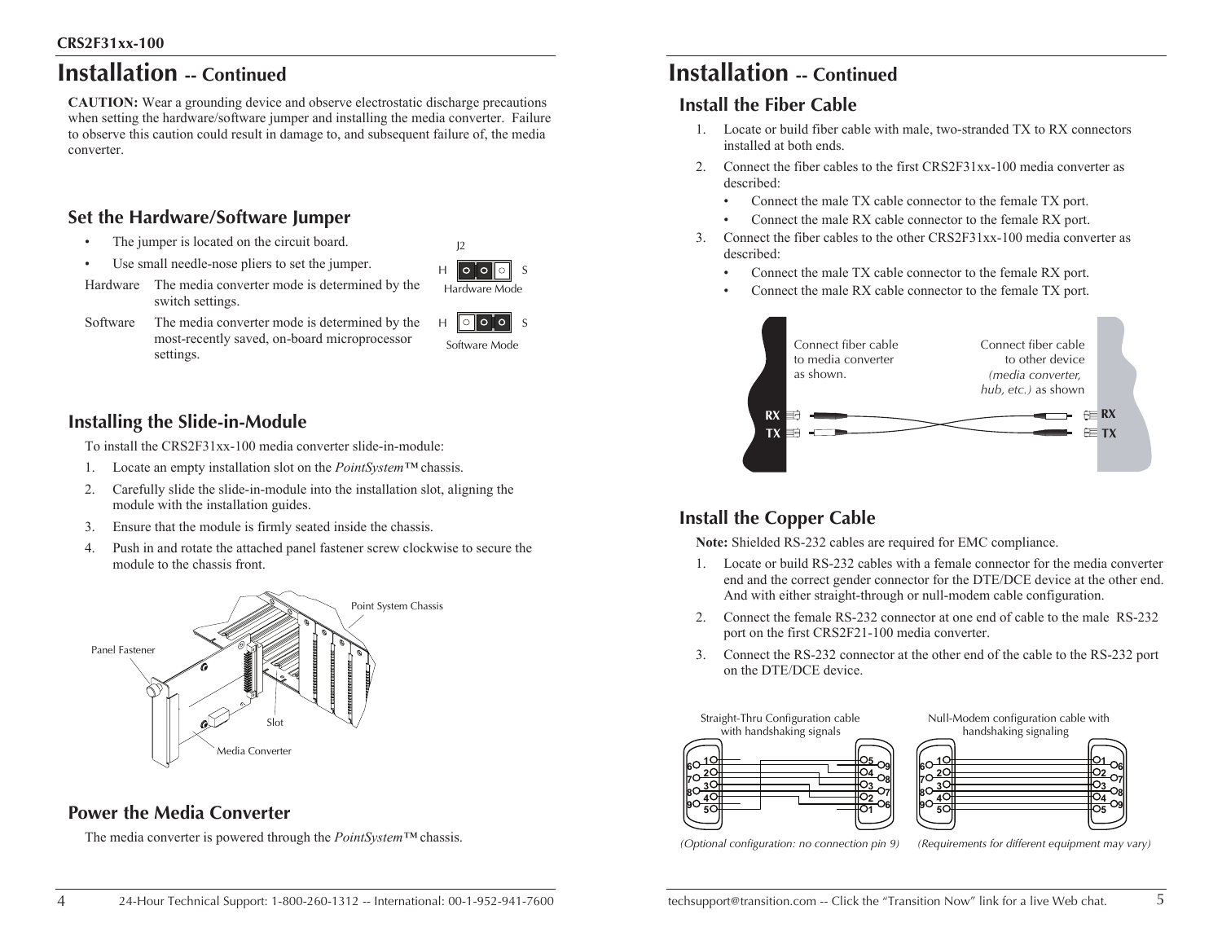# Installation -- Continued

**CAUTION:** Wear a grounding device and observe electrostatic discharge precautions when setting the hardware/software jumper and installing the media converter. Failure to observe this caution could result in damage to, and subsequent failure of, the media converter.

## Set the Hardware/Software Jumper

- The jumper is located on the circuit board.
- Use small needle-nose pliers to set the jumper.

Hardware — The media converter mode is determined by the switch settings.

Software — The media converter mode is determined by the most-recently saved, on-board microprocessor settings.

J2

Hardware Mode

Software Mode

## Installing the Slide-in-Module

To install the CRS2F31xx-100 media converter slide-in-module:

1. Locate an empty installation slot on the *PointSystem™* chassis.
2. Carefully slide the slide-in-module into the installation slot, aligning the module with the installation guides.
3. Ensure that the module is firmly seated inside the chassis.
4. Push in and rotate the attached panel fastener screw clockwise to secure the module to the chassis front.

## Power the Media Converter

The media converter is powered through the *PointSystem™* chassis.

# Installation -- Continued

## Install the Fiber Cable

1. Locate or build fiber cable with male, two-stranded TX to RX connectors installed at both ends.
2. Connect the fiber cables to the first CRS2F31xx-100 media converter as described:
   - Connect the male TX cable connector to the female TX port.
   - Connect the male RX cable connector to the female RX port.
3. Connect the fiber cables to the other CRS2F31xx-100 media converter as described:
   - Connect the male TX cable connector to the female RX port.
   - Connect the male RX cable connector to the female TX port.

Connect fiber cable to media converter as shown.

Connect fiber cable to other device *(media converter, hub, etc.)* as shown

## Install the Copper Cable

**Note:** Shielded RS-232 cables are required for EMC compliance.

1. Locate or build RS-232 cables with a female connector for the media converter end and the correct gender connector for the DTE/DCE device at the other end. And with either straight-through or null-modem cable configuration.
2. Connect the female RS-232 connector at one end of cable to the male RS-232 port on the first CRS2F21-100 media converter.
3. Connect the RS-232 connector at the other end of the cable to the RS-232 port on the DTE/DCE device.

Straight-Thru Configuration cable with handshaking signals

*(Optional configuration: no connection pin 9)*

Null-Modem configuration cable with handshaking signaling

*(Requirements for different equipment may vary)*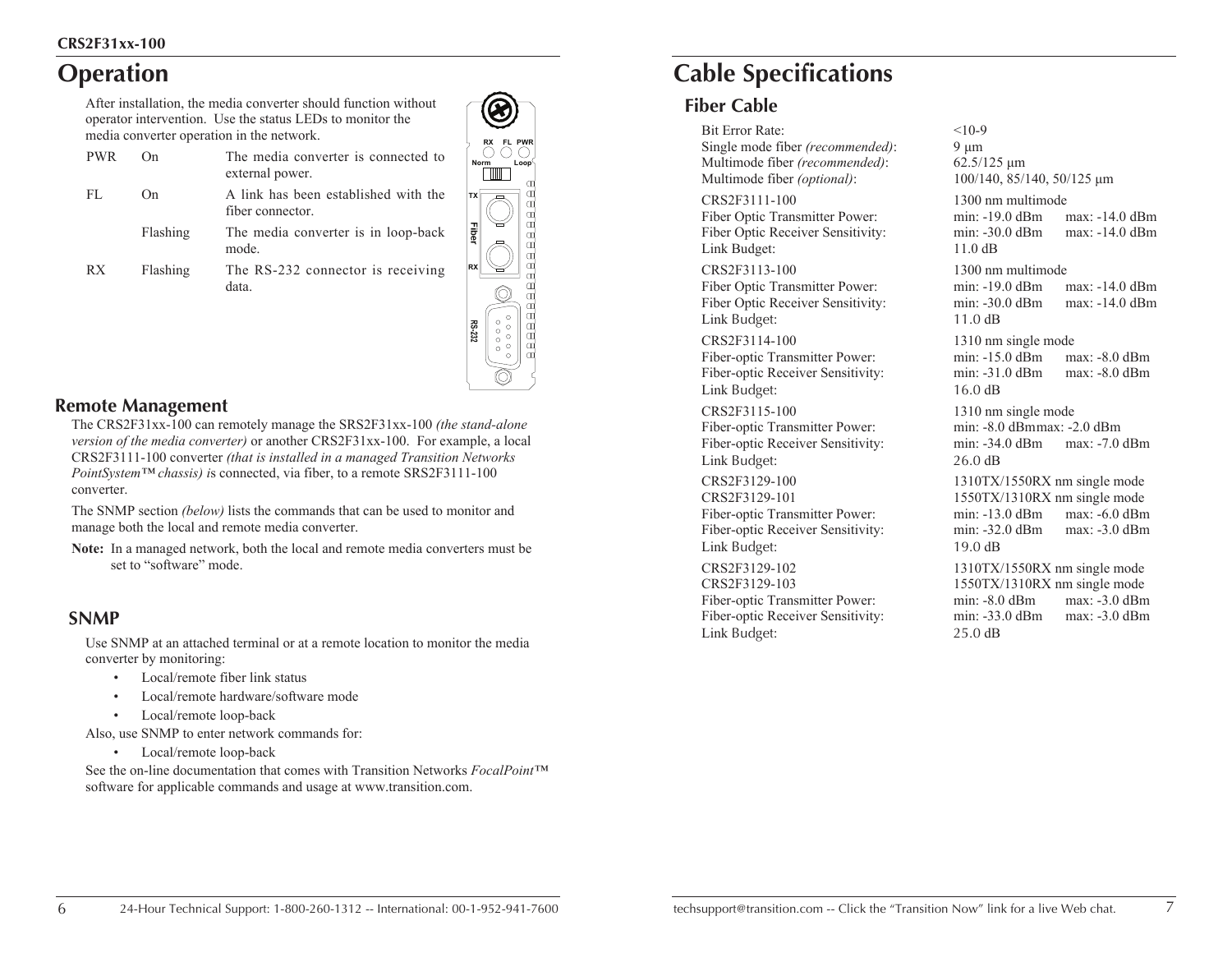# Operation

After installation, the media converter should function without operator intervention. Use the status LEDs to monitor the media converter operation in the network.

| | | |
|---|---|---|
| PWR | On | The media converter is connected to external power. |
| FL | On | A link has been established with the fiber connector. |
| | Flashing | The media converter is in loop-back mode. |
| RX | Flashing | The RS-232 connector is receiving data. |

## Remote Management

The CRS2F31xx-100 can remotely manage the SRS2F31xx-100 *(the stand-alone version of the media converter)* or another CRS2F31xx-100. For example, a local CRS2F3111-100 converter *(that is installed in a managed Transition Networks PointSystem™ chassis) i*s connected, via fiber, to a remote SRS2F3111-100 converter.

The SNMP section *(below)* lists the commands that can be used to monitor and manage both the local and remote media converter.

**Note:** In a managed network, both the local and remote media converters must be set to "software" mode.

## SNMP

Use SNMP at an attached terminal or at a remote location to monitor the media converter by monitoring:

- Local/remote fiber link status
- Local/remote hardware/software mode
- Local/remote loop-back

Also, use SNMP to enter network commands for:

- Local/remote loop-back

See the on-line documentation that comes with Transition Networks *FocalPoint™* software for applicable commands and usage at www.transition.com.

# Cable Specifications

## Fiber Cable

| | | |
|---|---|---|
| Bit Error Rate: | <10-9 | |
| Single mode fiber *(recommended)*: | 9 µm | |
| Multimode fiber *(recommended)*: | 62.5/125 µm | |
| Multimode fiber *(optional)*: | 100/140, 85/140, 50/125 µm | |
| CRS2F3111-100 | 1300 nm multimode | |
| Fiber Optic Transmitter Power: | min: -19.0 dBm | max: -14.0 dBm |
| Fiber Optic Receiver Sensitivity: | min: -30.0 dBm | max: -14.0 dBm |
| Link Budget: | 11.0 dB | |
| CRS2F3113-100 | 1300 nm multimode | |
| Fiber Optic Transmitter Power: | min: -19.0 dBm | max: -14.0 dBm |
| Fiber Optic Receiver Sensitivity: | min: -30.0 dBm | max: -14.0 dBm |
| Link Budget: | 11.0 dB | |
| CRS2F3114-100 | 1310 nm single mode | |
| Fiber-optic Transmitter Power: | min: -15.0 dBm | max: -8.0 dBm |
| Fiber-optic Receiver Sensitivity: | min: -31.0 dBm | max: -8.0 dBm |
| Link Budget: | 16.0 dB | |
| CRS2F3115-100 | 1310 nm single mode | |
| Fiber-optic Transmitter Power: | min: -8.0 dBmmax: -2.0 dBm | |
| Fiber-optic Receiver Sensitivity: | min: -34.0 dBm | max: -7.0 dBm |
| Link Budget: | 26.0 dB | |
| CRS2F3129-100 | 1310TX/1550RX nm single mode | |
| CRS2F3129-101 | 1550TX/1310RX nm single mode | |
| Fiber-optic Transmitter Power: | min: -13.0 dBm | max: -6.0 dBm |
| Fiber-optic Receiver Sensitivity: | min: -32.0 dBm | max: -3.0 dBm |
| Link Budget: | 19.0 dB | |
| CRS2F3129-102 | 1310TX/1550RX nm single mode | |
| CRS2F3129-103 | 1550TX/1310RX nm single mode | |
| Fiber-optic Transmitter Power: | min: -8.0 dBm | max: -3.0 dBm |
| Fiber-optic Receiver Sensitivity: | min: -33.0 dBm | max: -3.0 dBm |
| Link Budget: | 25.0 dB | |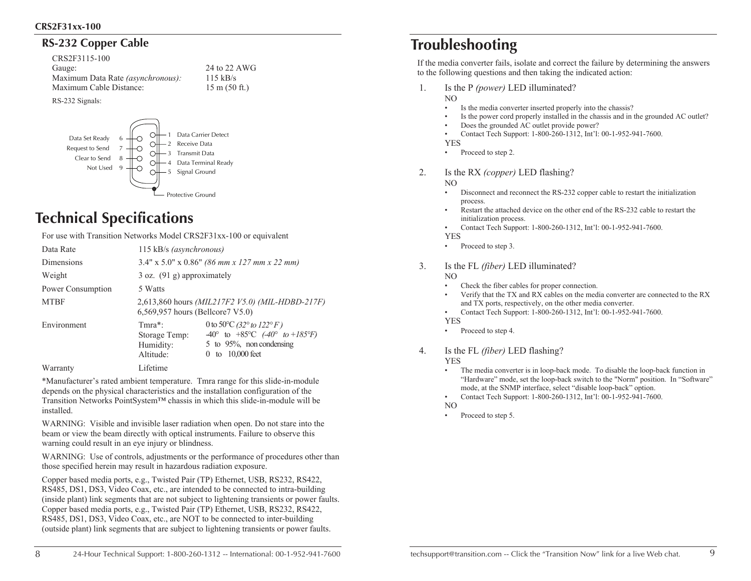## RS-232 Copper Cable

CRS2F3115-100

| | |
|---|---|
| Gauge: | 24 to 22 AWG |
| Maximum Data Rate *(asynchronous):* | 115 kB/s |
| Maximum Cable Distance: | 15 m (50 ft.) |

RS-232 Signals:

| Pin | Signal | Pin | Signal |
|---|---|---|---|
| 1 | Data Carrier Detect | 6 | Data Set Ready |
| 2 | Receive Data | 7 | Request to Send |
| 3 | Transmit Data | 8 | Clear to Send |
| 4 | Data Terminal Ready | 9 | Not Used |
| 5 | Signal Ground | | |

Protective Ground

# Technical Specifications

For use with Transition Networks Model CRS2F31xx-100 or equivalent

| | |
|---|---|
| Data Rate | 115 kB/s *(asynchronous)* |
| Dimensions | 3.4" x 5.0" x 0.86" *(86 mm x 127 mm x 22 mm)* |
| Weight | 3 oz. (91 g) approximately |
| Power Consumption | 5 Watts |
| MTBF | 2,613,860 hours *(MIL217F2 V5.0) (MIL-HDBD-217F)*<br>6,569,957 hours (Bellcore7 V5.0) |
| Environment | Tmra*: 0 to 50°C *(32° to 122° F)*<br>Storage Temp: -40° to +85°C *(-40° to +185°F)*<br>Humidity: 5 to 95%, non condensing<br>Altitude: 0 to 10,000 feet |
| Warranty | Lifetime |

*Manufacturer's rated ambient temperature. Tmra range for this slide-in-module depends on the physical characteristics and the installation configuration of the Transition Networks PointSystem™ chassis in which this slide-in-module will be installed.

WARNING: Visible and invisible laser radiation when open. Do not stare into the beam or view the beam directly with optical instruments. Failure to observe this warning could result in an eye injury or blindness.

WARNING: Use of controls, adjustments or the performance of procedures other than those specified herein may result in hazardous radiation exposure.

Copper based media ports, e.g., Twisted Pair (TP) Ethernet, USB, RS232, RS422, RS485, DS1, DS3, Video Coax, etc., are intended to be connected to intra-building (inside plant) link segments that are not subject to lightening transients or power faults. Copper based media ports, e.g., Twisted Pair (TP) Ethernet, USB, RS232, RS422, RS485, DS1, DS3, Video Coax, etc., are NOT to be connected to inter-building (outside plant) link segments that are subject to lightening transients or power faults.

# Troubleshooting

If the media converter fails, isolate and correct the failure by determining the answers to the following questions and then taking the indicated action:

1. Is the P *(power)* LED illuminated?

   NO
   - Is the media converter inserted properly into the chassis?
   - Is the power cord properly installed in the chassis and in the grounded AC outlet?
   - Does the grounded AC outlet provide power?
   - Contact Tech Support: 1-800-260-1312, Int'l: 00-1-952-941-7600.

   YES
   - Proceed to step 2.

2. Is the RX *(copper)* LED flashing?

   NO
   - Disconnect and reconnect the RS-232 copper cable to restart the initialization process.
   - Restart the attached device on the other end of the RS-232 cable to restart the initialization process.
   - Contact Tech Support: 1-800-260-1312, Int'l: 00-1-952-941-7600.

   YES
   - Proceed to step 3.

3. Is the FL *(fiber)* LED illuminated?

   NO
   - Check the fiber cables for proper connection.
   - Verify that the TX and RX cables on the media converter are connected to the RX and TX ports, respectively, on the other media converter.
   - Contact Tech Support: 1-800-260-1312, Int'l: 00-1-952-941-7600.

   YES
   - Proceed to step 4.

4. Is the FL *(fiber)* LED flashing?

   YES
   - The media converter is in loop-back mode. To disable the loop-back function in "Hardware" mode, set the loop-back switch to the "Norm" position. In "Software" mode, at the SNMP interface, select "disable loop-back" option.
   - Contact Tech Support: 1-800-260-1312, Int'l: 00-1-952-941-7600.

   NO
   - Proceed to step 5.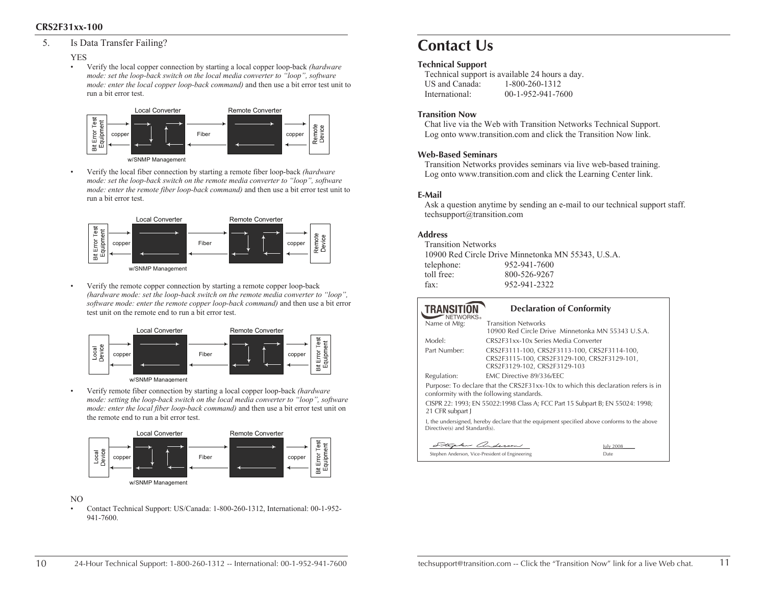5. Is Data Transfer Failing?

YES

- Verify the local copper connection by starting a local copper loop-back *(hardware mode: set the loop-back switch on the local media converter to "loop", software mode: enter the local copper loop-back command)* and then use a bit error test unit to run a bit error test.

Bit Error Test Equipment | copper | Local Converter (w/SNMP Management) | Fiber | Remote Converter | copper | Remote Device

- Verify the local fiber connection by starting a remote fiber loop-back *(hardware mode: set the loop-back switch on the remote media converter to "loop", software mode: enter the remote fiber loop-back command)* and then use a bit error test unit to run a bit error test.

Bit Error Test Equipment | copper | Local Converter (w/SNMP Management) | Fiber | Remote Converter | copper | Remote Device

- Verify the remote copper connection by starting a remote copper loop-back *(hardware mode: set the loop-back switch on the remote media converter to "loop", software mode: enter the remote copper loop-back command)* and then use a bit error test unit on the remote end to run a bit error test.

Local Device | copper | Local Converter (w/SNMP Management) | Fiber | Remote Converter | copper | Bit Error Test Equipment

- Verify remote fiber connection by starting a local copper loop-back *(hardware mode: setting the loop-back switch on the local media converter to "loop", software mode: enter the local fiber loop-back command)* and then use a bit error test unit on the remote end to run a bit error test.

Local Device | copper | Local Converter (w/SNMP Management) | Fiber | Remote Converter | copper | Bit Error Test Equipment

NO

- Contact Technical Support: US/Canada: 1-800-260-1312, International: 00-1-952-941-7600.

# Contact Us

### Technical Support

Technical support is available 24 hours a day.
US and Canada: 1-800-260-1312
International: 00-1-952-941-7600

### Transition Now

Chat live via the Web with Transition Networks Technical Support.
Log onto www.transition.com and click the Transition Now link.

### Web-Based Seminars

Transition Networks provides seminars via live web-based training.
Log onto www.transition.com and click the Learning Center link.

### E-Mail

Ask a question anytime by sending an e-mail to our technical support staff.
techsupport@transition.com

### Address

Transition Networks
10900 Red Circle Drive Minnetonka MN 55343, U.S.A.
telephone: 952-941-7600
toll free: 800-526-9267
fax: 952-941-2322

### Declaration of Conformity

TRANSITION NETWORKS®

| | |
|---|---|
| Name of Mfg: | Transition Networks<br>10900 Red Circle Drive Minnetonka MN 55343 U.S.A. |
| Model: | CRS2F31xx-10x Series Media Converter |
| Part Number: | CRS2F3111-100, CRS2F3113-100, CRS2F3114-100, CRS2F3115-100, CRS2F3129-100, CRS2F3129-101, CRS2F3129-102, CRS2F3129-103 |
| Regulation: | EMC Directive 89/336/EEC |

Purpose: To declare that the CRS2F31xx-10x to which this declaration refers is in conformity with the following standards.

CISPR 22: 1993; EN 55022:1998 Class A; FCC Part 15 Subpart B; EN 55024: 1998; 21 CFR subpart J

I, the undersigned, hereby declare that the equipment specified above conforms to the above Directive(s) and Standard(s).

Stephen Anderson, Vice-President of Engineering — Date: July 2008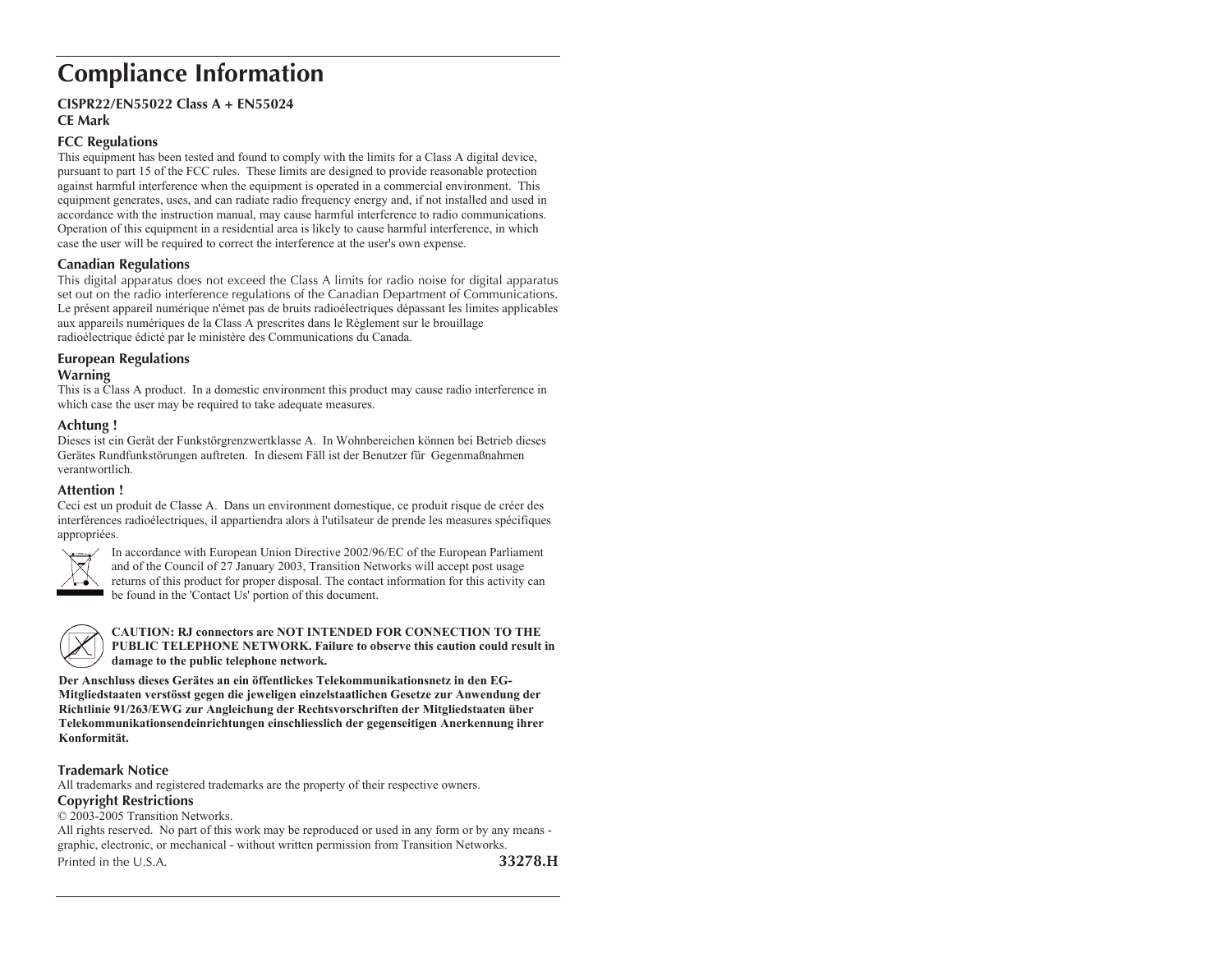# Compliance Information

**CISPR22/EN55022 Class A + EN55024**
**CE Mark**

### FCC Regulations

This equipment has been tested and found to comply with the limits for a Class A digital device, pursuant to part 15 of the FCC rules. These limits are designed to provide reasonable protection against harmful interference when the equipment is operated in a commercial environment. This equipment generates, uses, and can radiate radio frequency energy and, if not installed and used in accordance with the instruction manual, may cause harmful interference to radio communications. Operation of this equipment in a residential area is likely to cause harmful interference, in which case the user will be required to correct the interference at the user's own expense.

### Canadian Regulations

This digital apparatus does not exceed the Class A limits for radio noise for digital apparatus set out on the radio interference regulations of the Canadian Department of Communications.
Le présent appareil numérique n'émet pas de bruits radioélectriques dépassant les limites applicables aux appareils numériques de la Class A prescrites dans le Règlement sur le brouillage radioélectrique édicté par le ministère des Communications du Canada.

### European Regulations

**Warning**

This is a Class A product. In a domestic environment this product may cause radio interference in which case the user may be required to take adequate measures.

**Achtung !**

Dieses ist ein Gerät der Funkstörgrenzwertklasse A. In Wohnbereichen können bei Betrieb dieses Gerätes Rundfunkstörungen auftreten. In diesem Fäll ist der Benutzer für Gegenmaßnahmen verantwortlich.

**Attention !**

Ceci est un produit de Classe A. Dans un environment domestique, ce produit risque de créer des interférences radioélectriques, il appartiendra alors à l'utilsateur de prende les measures spécifiques appropriées.

In accordance with European Union Directive 2002/96/EC of the European Parliament and of the Council of 27 January 2003, Transition Networks will accept post usage returns of this product for proper disposal. The contact information for this activity can be found in the 'Contact Us' portion of this document.

**CAUTION: RJ connectors are NOT INTENDED FOR CONNECTION TO THE PUBLIC TELEPHONE NETWORK. Failure to observe this caution could result in damage to the public telephone network.**

**Der Anschluss dieses Gerätes an ein öffentlickes Telekommunikationsnetz in den EG-Mitgliedstaaten verstösst gegen die jeweligen einzelstaatlichen Gesetze zur Anwendung der Richtlinie 91/263/EWG zur Angleichung der Rechtsvorschriften der Mitgliedstaaten über Telekommunikationsendeinrichtungen einschliesslich der gegenseitigen Anerkennung ihrer Konformität.**

### Trademark Notice

All trademarks and registered trademarks are the property of their respective owners.

### Copyright Restrictions

© 2003-2005 Transition Networks.

All rights reserved. No part of this work may be reproduced or used in any form or by any means - graphic, electronic, or mechanical - without written permission from Transition Networks.

Printed in the U.S.A. **33278.H**